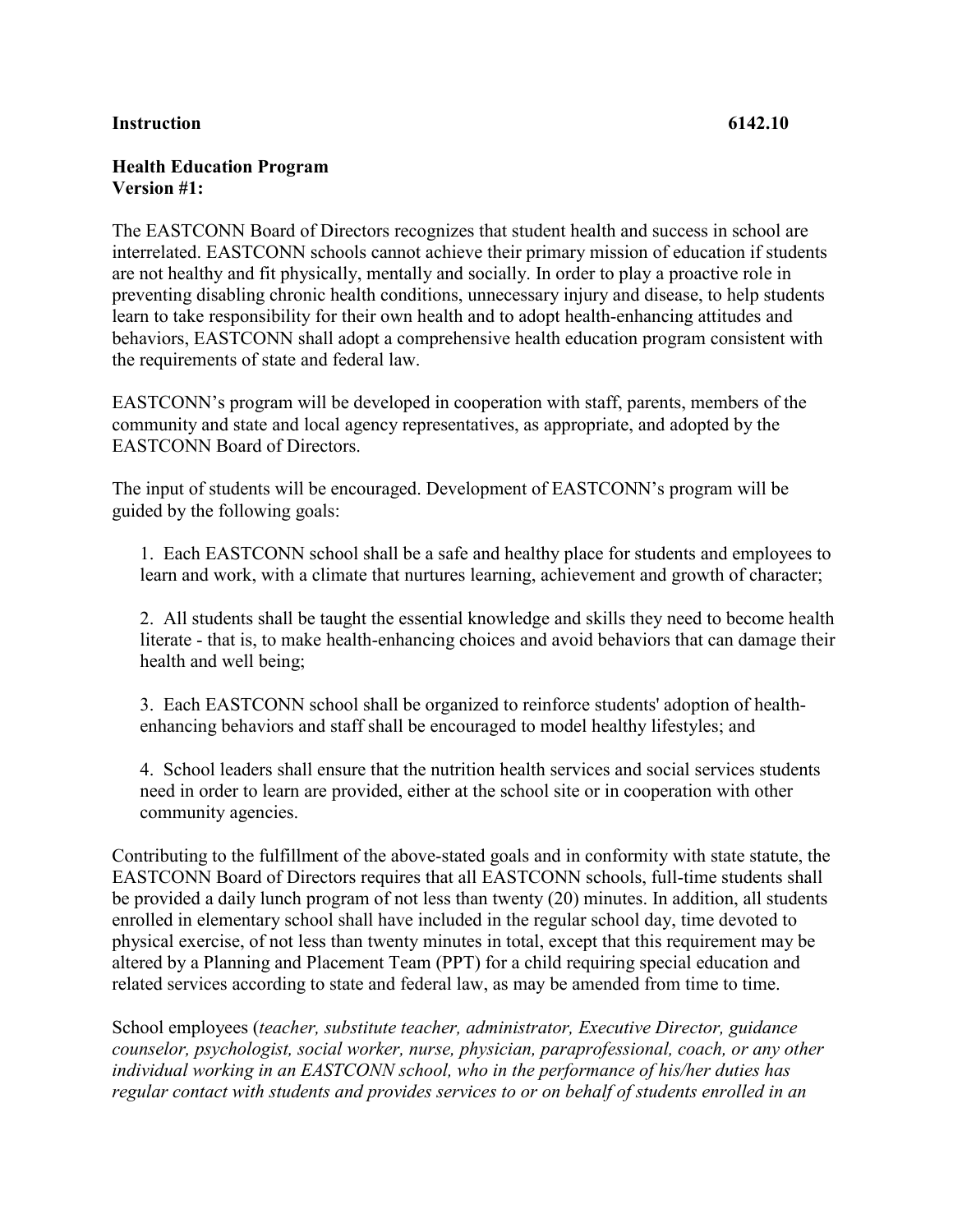**Instruction 6142.10**

**Health Education Program**
**Version #1:**

The EASTCONN Board of Directors recognizes that student health and success in school are interrelated. EASTCONN schools cannot achieve their primary mission of education if students are not healthy and fit physically, mentally and socially. In order to play a proactive role in preventing disabling chronic health conditions, unnecessary injury and disease, to help students learn to take responsibility for their own health and to adopt health-enhancing attitudes and behaviors, EASTCONN shall adopt a comprehensive health education program consistent with the requirements of state and federal law.

EASTCONN's program will be developed in cooperation with staff, parents, members of the community and state and local agency representatives, as appropriate, and adopted by the EASTCONN Board of Directors.

The input of students will be encouraged. Development of EASTCONN's program will be guided by the following goals:

1. Each EASTCONN school shall be a safe and healthy place for students and employees to learn and work, with a climate that nurtures learning, achievement and growth of character;

2. All students shall be taught the essential knowledge and skills they need to become health literate - that is, to make health-enhancing choices and avoid behaviors that can damage their health and well being;

3. Each EASTCONN school shall be organized to reinforce students' adoption of health-enhancing behaviors and staff shall be encouraged to model healthy lifestyles; and

4. School leaders shall ensure that the nutrition health services and social services students need in order to learn are provided, either at the school site or in cooperation with other community agencies.

Contributing to the fulfillment of the above-stated goals and in conformity with state statute, the EASTCONN Board of Directors requires that all EASTCONN schools, full-time students shall be provided a daily lunch program of not less than twenty (20) minutes. In addition, all students enrolled in elementary school shall have included in the regular school day, time devoted to physical exercise, of not less than twenty minutes in total, except that this requirement may be altered by a Planning and Placement Team (PPT) for a child requiring special education and related services according to state and federal law, as may be amended from time to time.

School employees (*teacher, substitute teacher, administrator, Executive Director, guidance counselor, psychologist, social worker, nurse, physician, paraprofessional, coach, or any other individual working in an EASTCONN school, who in the performance of his/her duties has regular contact with students and provides services to or on behalf of students enrolled in an*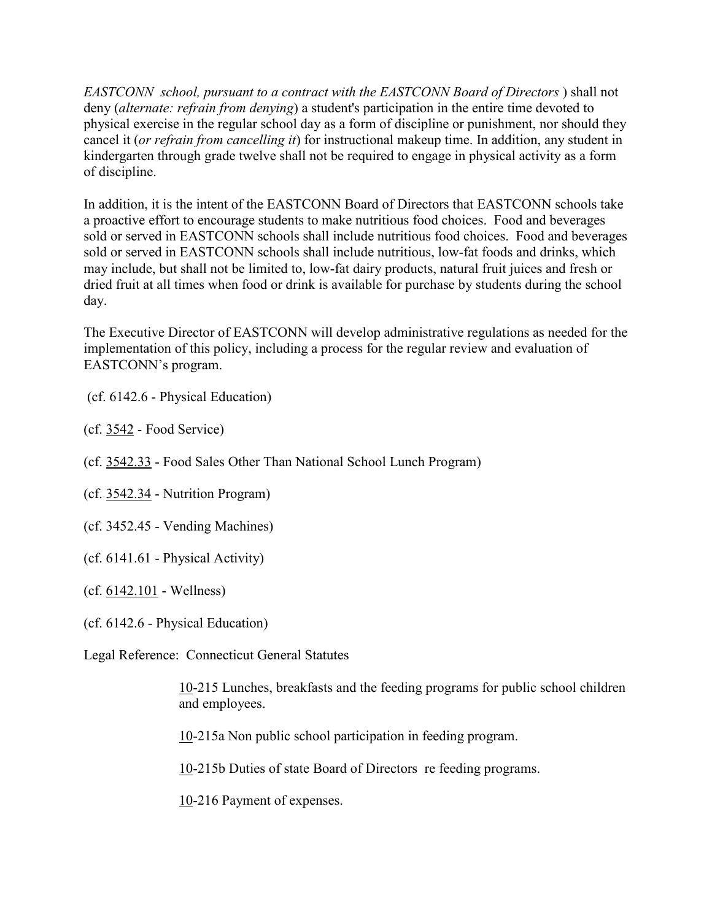*EASTCONN school, pursuant to a contract with the EASTCONN Board of Directors* ) shall not deny (*alternate: refrain from denying*) a student's participation in the entire time devoted to physical exercise in the regular school day as a form of discipline or punishment, nor should they cancel it (*or refrain from cancelling it*) for instructional makeup time. In addition, any student in kindergarten through grade twelve shall not be required to engage in physical activity as a form of discipline.

In addition, it is the intent of the EASTCONN Board of Directors that EASTCONN schools take a proactive effort to encourage students to make nutritious food choices. Food and beverages sold or served in EASTCONN schools shall include nutritious food choices. Food and beverages sold or served in EASTCONN schools shall include nutritious, low-fat foods and drinks, which may include, but shall not be limited to, low-fat dairy products, natural fruit juices and fresh or dried fruit at all times when food or drink is available for purchase by students during the school day.

The Executive Director of EASTCONN will develop administrative regulations as needed for the implementation of this policy, including a process for the regular review and evaluation of EASTCONN's program.

(cf. 6142.6 - Physical Education)

(cf. 3542 - Food Service)

(cf. 3542.33 - Food Sales Other Than National School Lunch Program)

(cf. 3542.34 - Nutrition Program)

(cf. 3452.45 - Vending Machines)

(cf. 6141.61 - Physical Activity)

(cf. 6142.101 - Wellness)

(cf. 6142.6 - Physical Education)

Legal Reference: Connecticut General Statutes

> 10-215 Lunches, breakfasts and the feeding programs for public school children and employees.
>
> 10-215a Non public school participation in feeding program.
>
> 10-215b Duties of state Board of Directors re feeding programs.
>
> 10-216 Payment of expenses.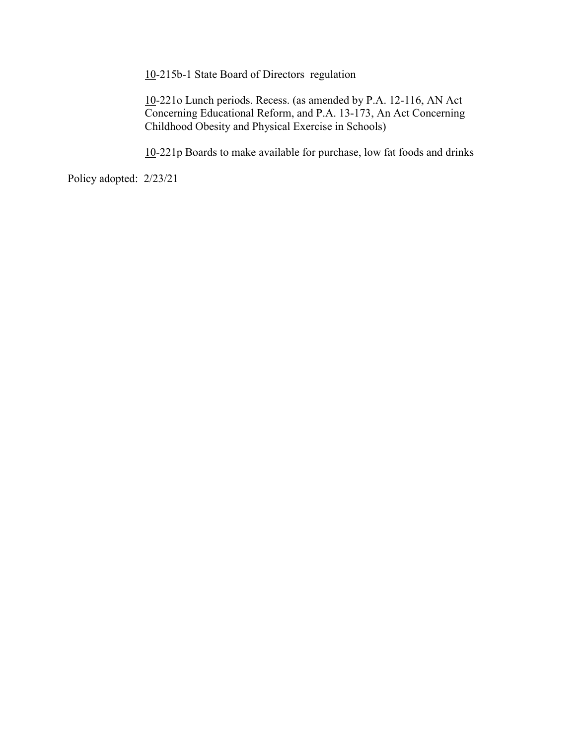<u>10</u>-215b-1 State Board of Directors regulation

<u>10</u>-221o Lunch periods. Recess. (as amended by P.A. 12-116, AN Act Concerning Educational Reform, and P.A. 13-173, An Act Concerning Childhood Obesity and Physical Exercise in Schools)

<u>10</u>-221p Boards to make available for purchase, low fat foods and drinks

Policy adopted: 2/23/21